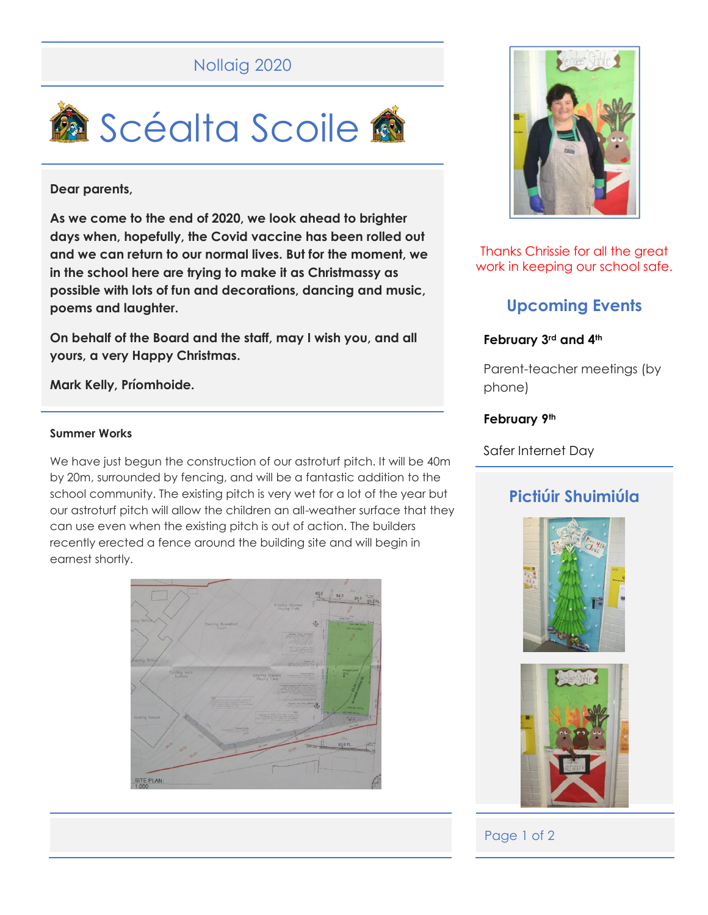Nollaig 2020

# Scéalta Scoile

**Dear parents,**

**As we come to the end of 2020, we look ahead to brighter days when, hopefully, the Covid vaccine has been rolled out and we can return to our normal lives. But for the moment, we in the school here are trying to make it as Christmassy as possible with lots of fun and decorations, dancing and music, poems and laughter.**

**On behalf of the Board and the staff, may I wish you, and all yours, a very Happy Christmas.**

**Mark Kelly, Príomhoide.**

### Summer Works

We have just begun the construction of our astroturf pitch. It will be 40m by 20m, surrounded by fencing, and will be a fantastic addition to the school community. The existing pitch is very wet for a lot of the year but our astroturf pitch will allow the children an all-weather surface that they can use even when the existing pitch is out of action. The builders recently erected a fence around the building site and will begin in earnest shortly.

Thanks Chrissie for all the great work in keeping our school safe.

## Upcoming Events

**February 3rd and 4th**

Parent-teacher meetings (by phone)

**February 9th**

Safer Internet Day

## Pictiúir Shuimiúla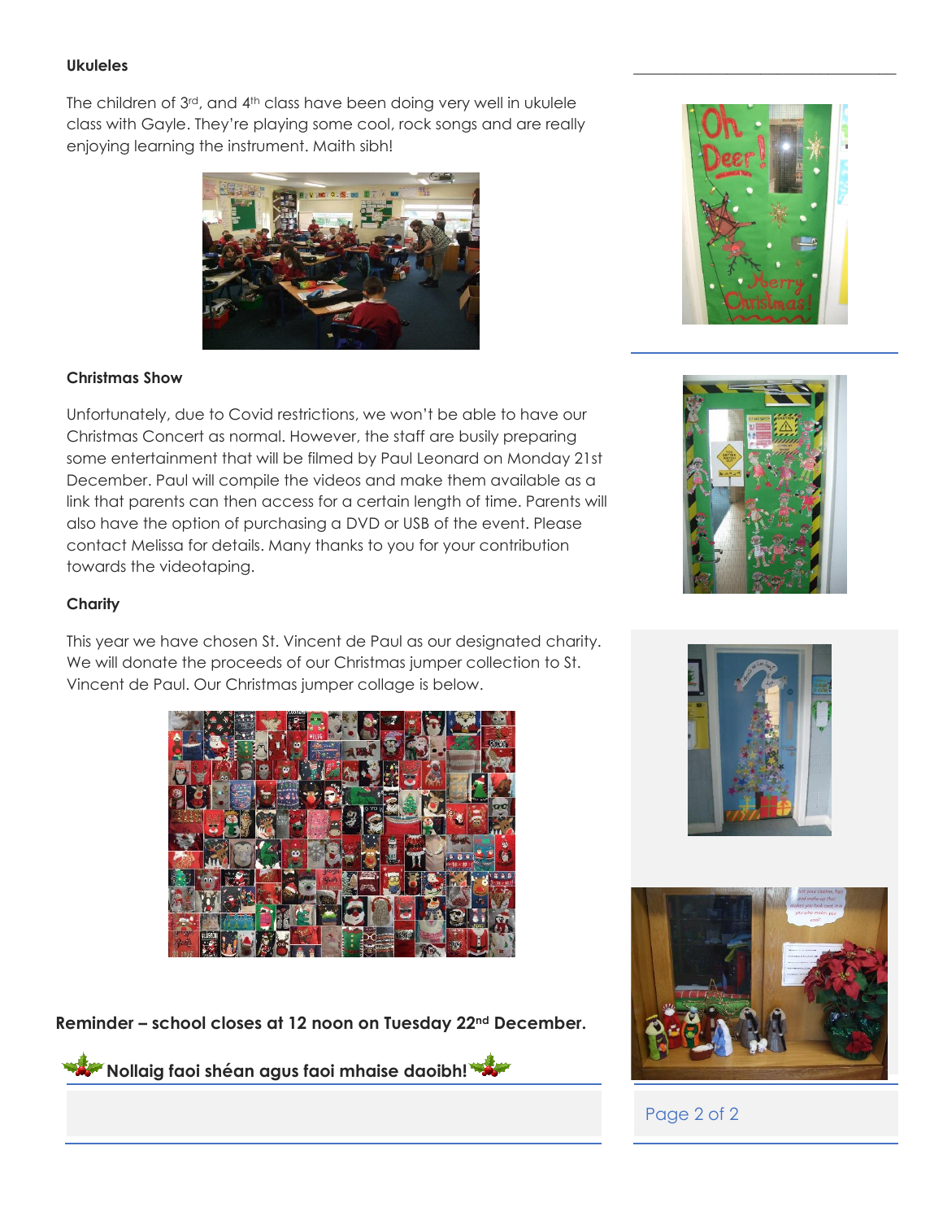**Ukuleles**

The children of 3rd, and 4th class have been doing very well in ukulele class with Gayle. They're playing some cool, rock songs and are really enjoying learning the instrument. Maith sibh!

**Christmas Show**

Unfortunately, due to Covid restrictions, we won't be able to have our Christmas Concert as normal. However, the staff are busily preparing some entertainment that will be filmed by Paul Leonard on Monday 21st December. Paul will compile the videos and make them available as a link that parents can then access for a certain length of time. Parents will also have the option of purchasing a DVD or USB of the event. Please contact Melissa for details. Many thanks to you for your contribution towards the videotaping.

**Charity**

This year we have chosen St. Vincent de Paul as our designated charity. We will donate the proceeds of our Christmas jumper collection to St. Vincent de Paul. Our Christmas jumper collage is below.

**Reminder – school closes at 12 noon on Tuesday 22nd December.**

**Nollaig faoi shéan agus faoi mhaise daoibh!**